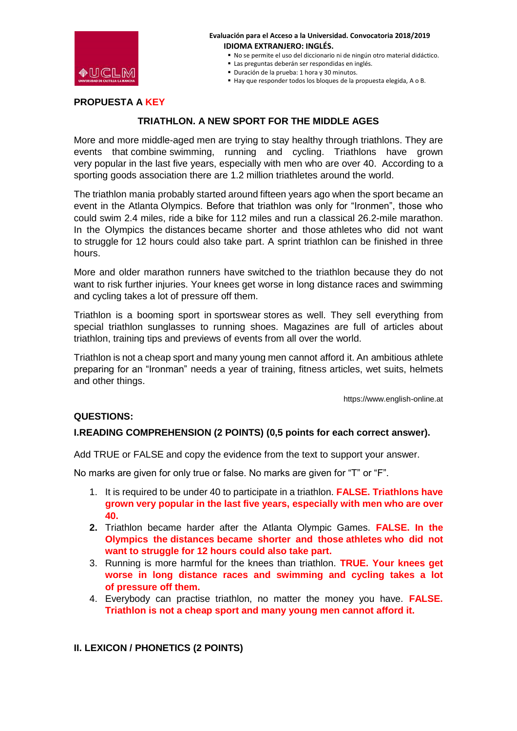**Evaluación para el Acceso a la Universidad. Convocatoria 2018/2019**
**IDIOMA EXTRANJERO: INGLÉS.**

- No se permite el uso del diccionario ni de ningún otro material didáctico.
- Las preguntas deberán ser respondidas en inglés.
- Duración de la prueba: 1 hora y 30 minutos.
- Hay que responder todos los bloques de la propuesta elegida, A o B.

**PROPUESTA A KEY**

## TRIATHLON. A NEW SPORT FOR THE MIDDLE AGES

More and more middle-aged men are trying to stay healthy through triathlons. They are events that combine swimming, running and cycling. Triathlons have grown very popular in the last five years, especially with men who are over 40. According to a sporting goods association there are 1.2 million triathletes around the world.

The triathlon mania probably started around fifteen years ago when the sport became an event in the Atlanta Olympics. Before that triathlon was only for "Ironmen", those who could swim 2.4 miles, ride a bike for 112 miles and run a classical 26.2-mile marathon. In the Olympics the distances became shorter and those athletes who did not want to struggle for 12 hours could also take part. A sprint triathlon can be finished in three hours.

More and older marathon runners have switched to the triathlon because they do not want to risk further injuries. Your knees get worse in long distance races and swimming and cycling takes a lot of pressure off them.

Triathlon is a booming sport in sportswear stores as well. They sell everything from special triathlon sunglasses to running shoes. Magazines are full of articles about triathlon, training tips and previews of events from all over the world.

Triathlon is not a cheap sport and many young men cannot afford it. An ambitious athlete preparing for an "Ironman" needs a year of training, fitness articles, wet suits, helmets and other things.

https://www.english-online.at

**QUESTIONS:**

**I.READING COMPREHENSION (2 POINTS) (0,5 points for each correct answer).**

Add TRUE or FALSE and copy the evidence from the text to support your answer.

No marks are given for only true or false. No marks are given for "T" or "F".

1. It is required to be under 40 to participate in a triathlon. **FALSE. Triathlons have grown very popular in the last five years, especially with men who are over 40.**
2. Triathlon became harder after the Atlanta Olympic Games. **FALSE. In the Olympics the distances became shorter and those athletes who did not want to struggle for 12 hours could also take part.**
3. Running is more harmful for the knees than triathlon. **TRUE. Your knees get worse in long distance races and swimming and cycling takes a lot of pressure off them.**
4. Everybody can practise triathlon, no matter the money you have. **FALSE. Triathlon is not a cheap sport and many young men cannot afford it.**

**II. LEXICON / PHONETICS (2 POINTS)**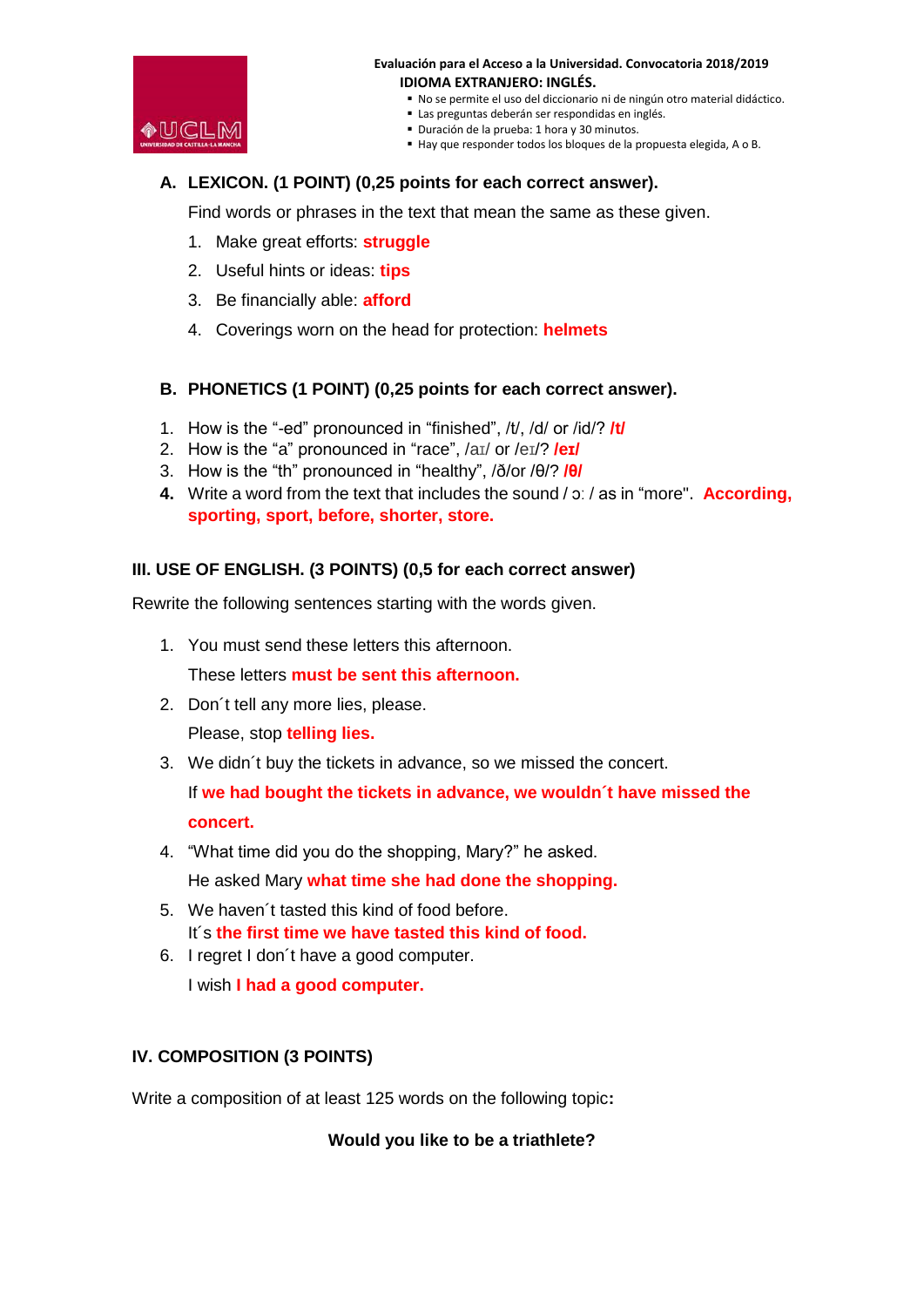**Evaluación para el Acceso a la Universidad. Convocatoria 2018/2019**
**IDIOMA EXTRANJERO: INGLÉS.**

- No se permite el uso del diccionario ni de ningún otro material didáctico.
- Las preguntas deberán ser respondidas en inglés.
- Duración de la prueba: 1 hora y 30 minutos.
- Hay que responder todos los bloques de la propuesta elegida, A o B.

## A. LEXICON. (1 POINT) (0,25 points for each correct answer).

Find words or phrases in the text that mean the same as these given.

1. Make great efforts: **struggle**
2. Useful hints or ideas: **tips**
3. Be financially able: **afford**
4. Coverings worn on the head for protection: **helmets**

## B. PHONETICS (1 POINT) (0,25 points for each correct answer).

1. How is the "-ed" pronounced in "finished", /t/, /d/ or /id/? **/t/**
2. How is the "a" pronounced in "race", /aɪ/ or /eɪ/? **/eɪ/**
3. How is the "th" pronounced in "healthy", /ð/or /θ/? **/θ/**
4. Write a word from the text that includes the sound / ɔː / as in "more". **According, sporting, sport, before, shorter, store.**

## III. USE OF ENGLISH. (3 POINTS) (0,5 for each correct answer)

Rewrite the following sentences starting with the words given.

1. You must send these letters this afternoon.
   These letters **must be sent this afternoon.**
2. Don´t tell any more lies, please.
   Please, stop **telling lies.**
3. We didn´t buy the tickets in advance, so we missed the concert.
   If **we had bought the tickets in advance, we wouldn´t have missed the concert.**
4. "What time did you do the shopping, Mary?" he asked.
   He asked Mary **what time she had done the shopping.**
5. We haven´t tasted this kind of food before.
   It´s **the first time we have tasted this kind of food.**
6. I regret I don´t have a good computer.
   I wish **I had a good computer.**

## IV. COMPOSITION (3 POINTS)

Write a composition of at least 125 words on the following topic**:**

**Would you like to be a triathlete?**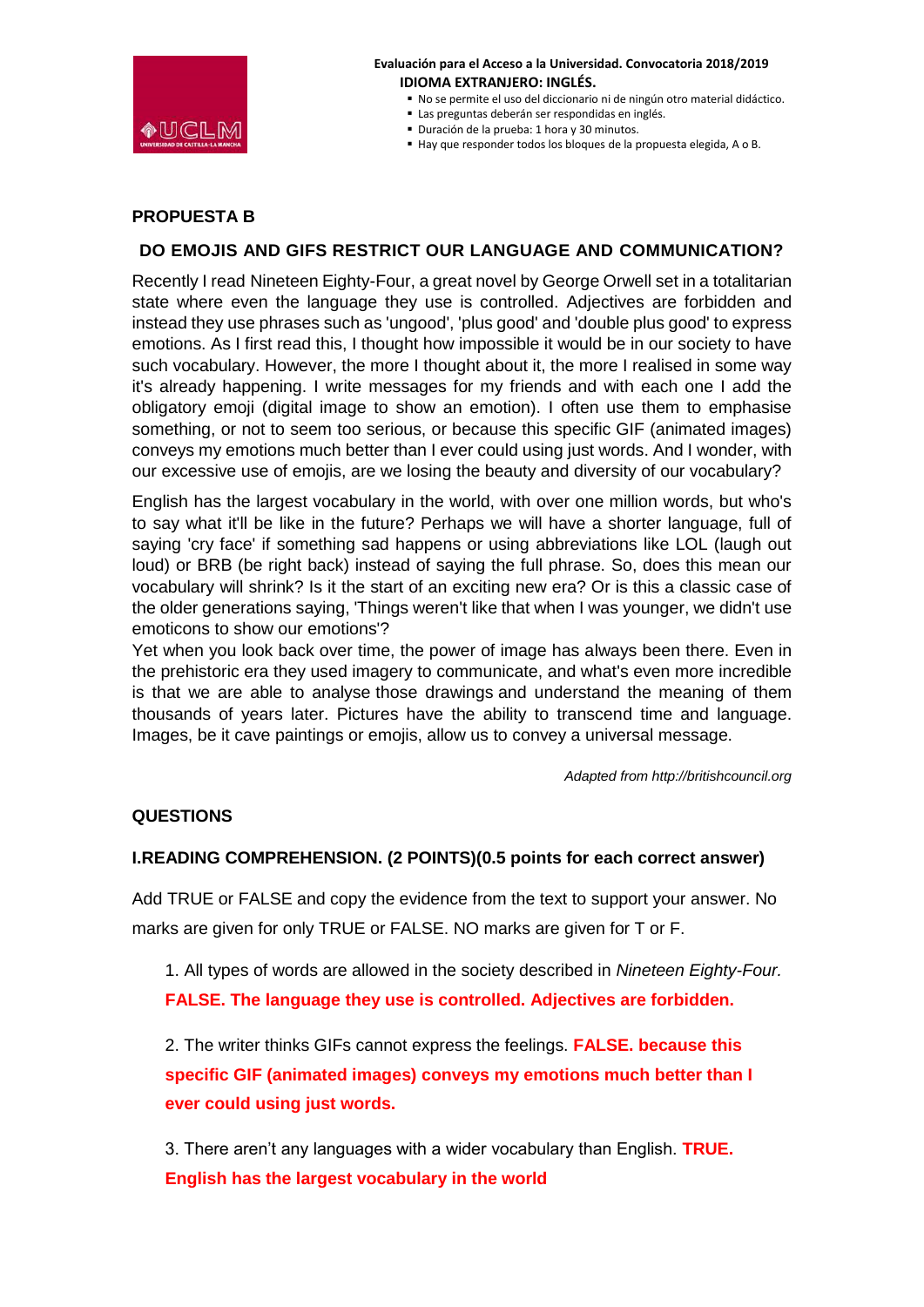**Evaluación para el Acceso a la Universidad. Convocatoria 2018/2019**
**IDIOMA EXTRANJERO: INGLÉS.**

- No se permite el uso del diccionario ni de ningún otro material didáctico.
- Las preguntas deberán ser respondidas en inglés.
- Duración de la prueba: 1 hora y 30 minutos.
- Hay que responder todos los bloques de la propuesta elegida, A o B.

## PROPUESTA B

### DO EMOJIS AND GIFS RESTRICT OUR LANGUAGE AND COMMUNICATION?

Recently I read Nineteen Eighty-Four, a great novel by George Orwell set in a totalitarian state where even the language they use is controlled. Adjectives are forbidden and instead they use phrases such as 'ungood', 'plus good' and 'double plus good' to express emotions. As I first read this, I thought how impossible it would be in our society to have such vocabulary. However, the more I thought about it, the more I realised in some way it's already happening. I write messages for my friends and with each one I add the obligatory emoji (digital image to show an emotion). I often use them to emphasise something, or not to seem too serious, or because this specific GIF (animated images) conveys my emotions much better than I ever could using just words. And I wonder, with our excessive use of emojis, are we losing the beauty and diversity of our vocabulary?

English has the largest vocabulary in the world, with over one million words, but who's to say what it'll be like in the future? Perhaps we will have a shorter language, full of saying 'cry face' if something sad happens or using abbreviations like LOL (laugh out loud) or BRB (be right back) instead of saying the full phrase. So, does this mean our vocabulary will shrink? Is it the start of an exciting new era? Or is this a classic case of the older generations saying, 'Things weren't like that when I was younger, we didn't use emoticons to show our emotions'?
Yet when you look back over time, the power of image has always been there. Even in the prehistoric era they used imagery to communicate, and what's even more incredible is that we are able to analyse those drawings and understand the meaning of them thousands of years later. Pictures have the ability to transcend time and language. Images, be it cave paintings or emojis, allow us to convey a universal message.

*Adapted from http://britishcouncil.org*

### QUESTIONS

#### I.READING COMPREHENSION. (2 POINTS)(0.5 points for each correct answer)

Add TRUE or FALSE and copy the evidence from the text to support your answer. No marks are given for only TRUE or FALSE. NO marks are given for T or F.

1. All types of words are allowed in the society described in *Nineteen Eighty-Four.*
**FALSE. The language they use is controlled. Adjectives are forbidden.**

2. The writer thinks GIFs cannot express the feelings. **FALSE. because this specific GIF (animated images) conveys my emotions much better than I ever could using just words.**

3. There aren't any languages with a wider vocabulary than English. **TRUE. English has the largest vocabulary in the world**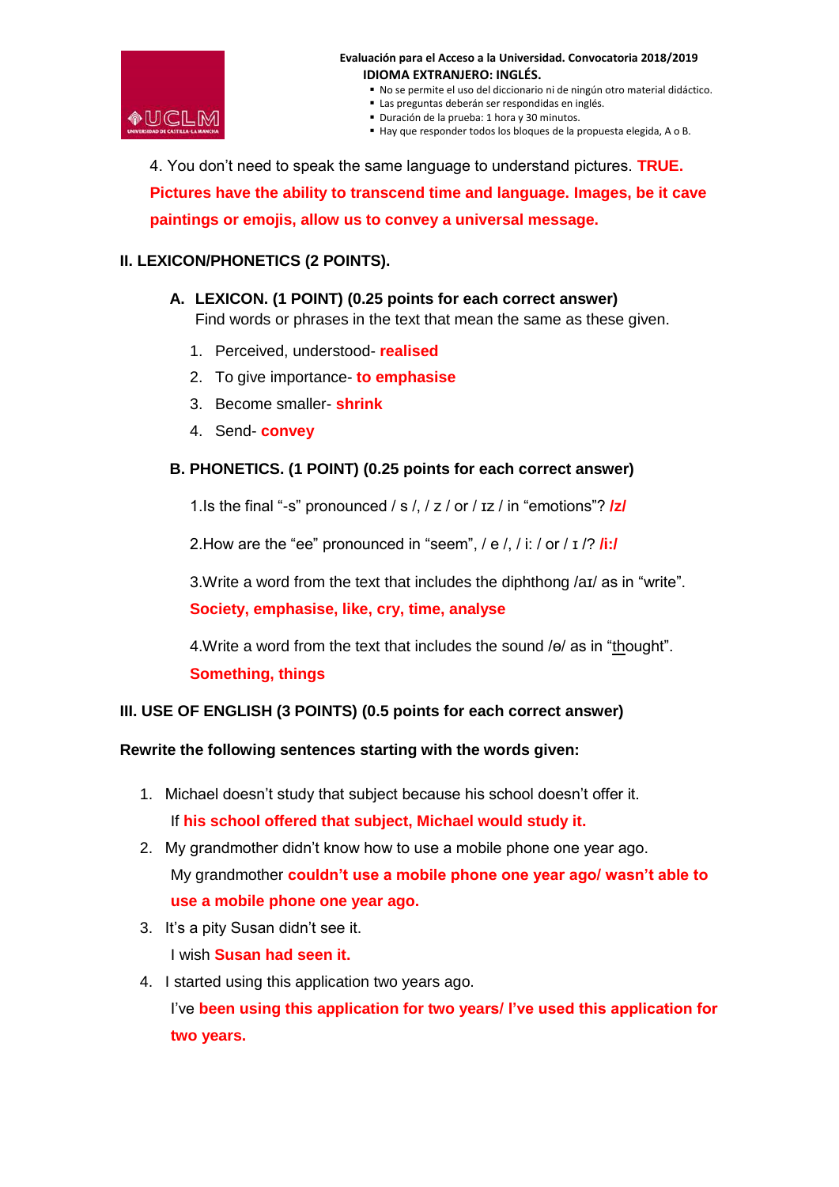Evaluación para el Acceso a la Universidad. Convocatoria 2018/2019
IDIOMA EXTRANJERO: INGLÉS.

- No se permite el uso del diccionario ni de ningún otro material didáctico.
- Las preguntas deberán ser respondidas en inglés.
- Duración de la prueba: 1 hora y 30 minutos.
- Hay que responder todos los bloques de la propuesta elegida, A o B.

4. You don't need to speak the same language to understand pictures. **TRUE. Pictures have the ability to transcend time and language. Images, be it cave paintings or emojis, allow us to convey a universal message.**

## II. LEXICON/PHONETICS (2 POINTS).

### A. LEXICON. (1 POINT) (0.25 points for each correct answer)

Find words or phrases in the text that mean the same as these given.

1. Perceived, understood- **realised**
2. To give importance- **to emphasise**
3. Become smaller- **shrink**
4. Send- **convey**

### B. PHONETICS. (1 POINT) (0.25 points for each correct answer)

1. Is the final "-s" pronounced / s /, / z / or / ɪz / in "emotions"? **/z/**

2. How are the "ee" pronounced in "seem", / e /, / i: / or / ɪ /? **/i:/**

3. Write a word from the text that includes the diphthong /aɪ/ as in "write".
**Society, emphasise, like, cry, time, analyse**

4. Write a word from the text that includes the sound /ɵ/ as in "thought".
**Something, things**

## III. USE OF ENGLISH (3 POINTS) (0.5 points for each correct answer)

**Rewrite the following sentences starting with the words given:**

1. Michael doesn't study that subject because his school doesn't offer it.
   If **his school offered that subject, Michael would study it.**
2. My grandmother didn't know how to use a mobile phone one year ago.
   My grandmother **couldn't use a mobile phone one year ago/ wasn't able to use a mobile phone one year ago.**
3. It's a pity Susan didn't see it.
   I wish **Susan had seen it.**
4. I started using this application two years ago.
   I've **been using this application for two years/ I've used this application for two years.**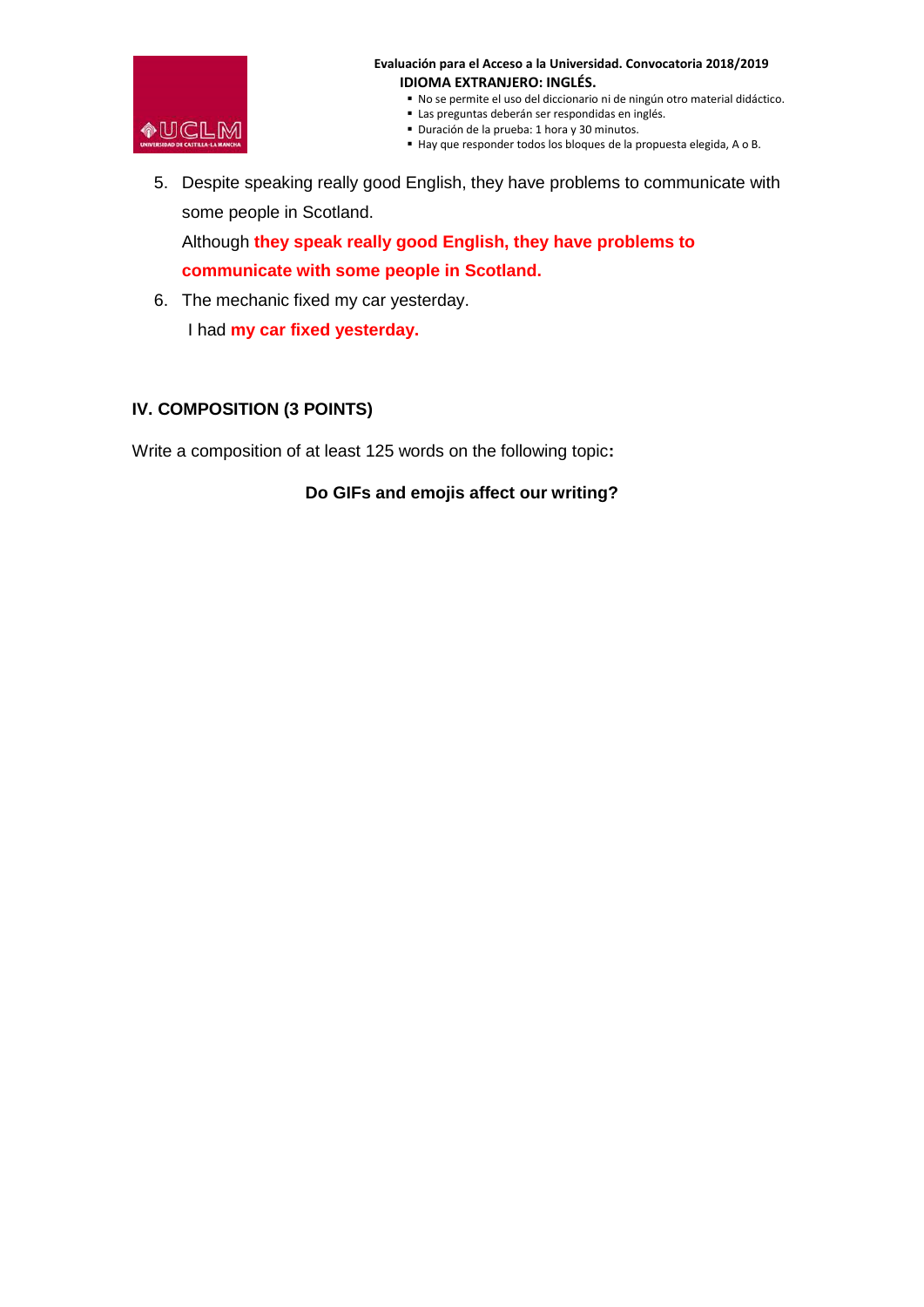5. Despite speaking really good English, they have problems to communicate with some people in Scotland.

   Although **they speak really good English, they have problems to communicate with some people in Scotland.**

6. The mechanic fixed my car yesterday.

   I had **my car fixed yesterday.**

## IV. COMPOSITION (3 POINTS)

Write a composition of at least 125 words on the following topic**:**

**Do GIFs and emojis affect our writing?**